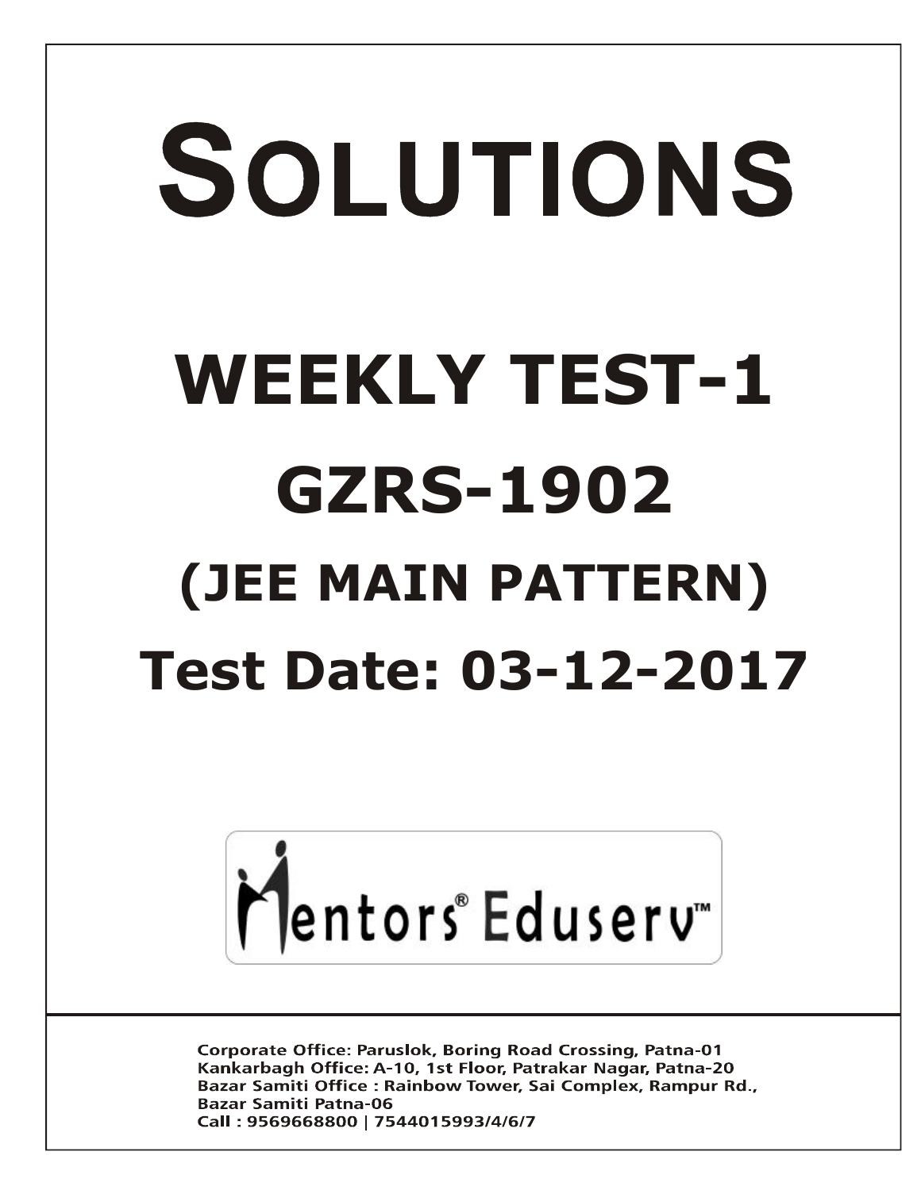# SOLUTIONS

# WEEKLY TEST-1

# GZRS-1902

## (JEE MAIN PATTERN)

## Test Date: 03-12-2017

Mentors® Eduserv™

Corporate Office: Paruslok, Boring Road Crossing, Patna-01
Kankarbagh Office: A-10, 1st Floor, Patrakar Nagar, Patna-20
Bazar Samiti Office : Rainbow Tower, Sai Complex, Rampur Rd., Bazar Samiti Patna-06
Call : 9569668800 | 7544015993/4/6/7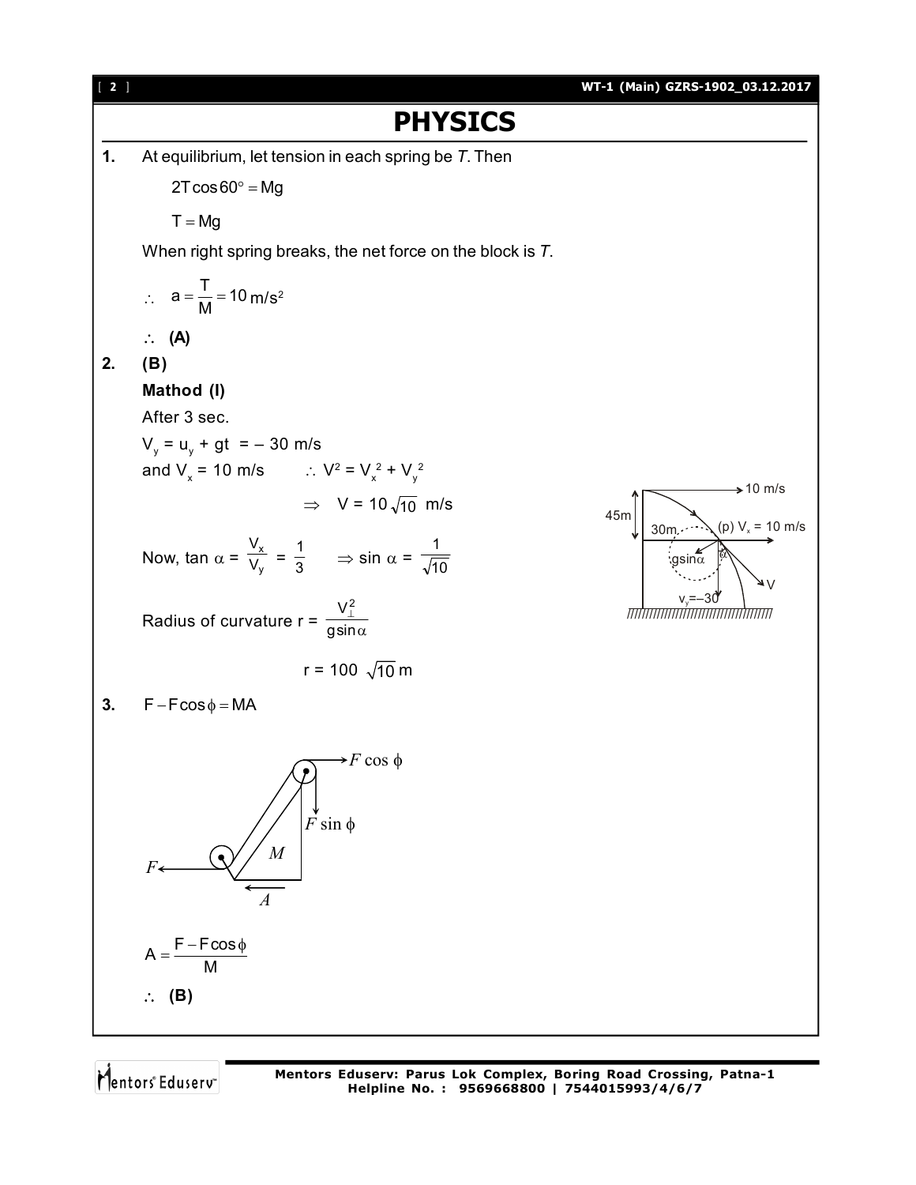# PHYSICS

**1.** At equilibrium, let tension in each spring be *T*. Then

$$2T\cos 60^\circ = Mg$$

$$T = Mg$$

When right spring breaks, the net force on the block is *T*.

$$\therefore \quad a = \frac{T}{M} = 10 \text{ m/s}^2$$

$\therefore$ **(A)**

**2.** **(B)**

**Mathod (I)**

After 3 sec.

$V_y = u_y + gt = -30$ m/s

and $V_x = 10$ m/s $\quad \therefore V^2 = V_x^2 + V_y^2$

$$\Rightarrow \quad V = 10\sqrt{10} \text{ m/s}$$

Now, $\tan\alpha = \frac{V_x}{V_y} = \frac{1}{3} \quad \Rightarrow \sin\alpha = \frac{1}{\sqrt{10}}$

Radius of curvature $r = \frac{V_\perp^2}{g\sin\alpha}$

$$r = 100\sqrt{10} \text{ m}$$

**3.** $F - F\cos\phi = MA$

$$A = \frac{F - F\cos\phi}{M}$$

$\therefore$ **(B)**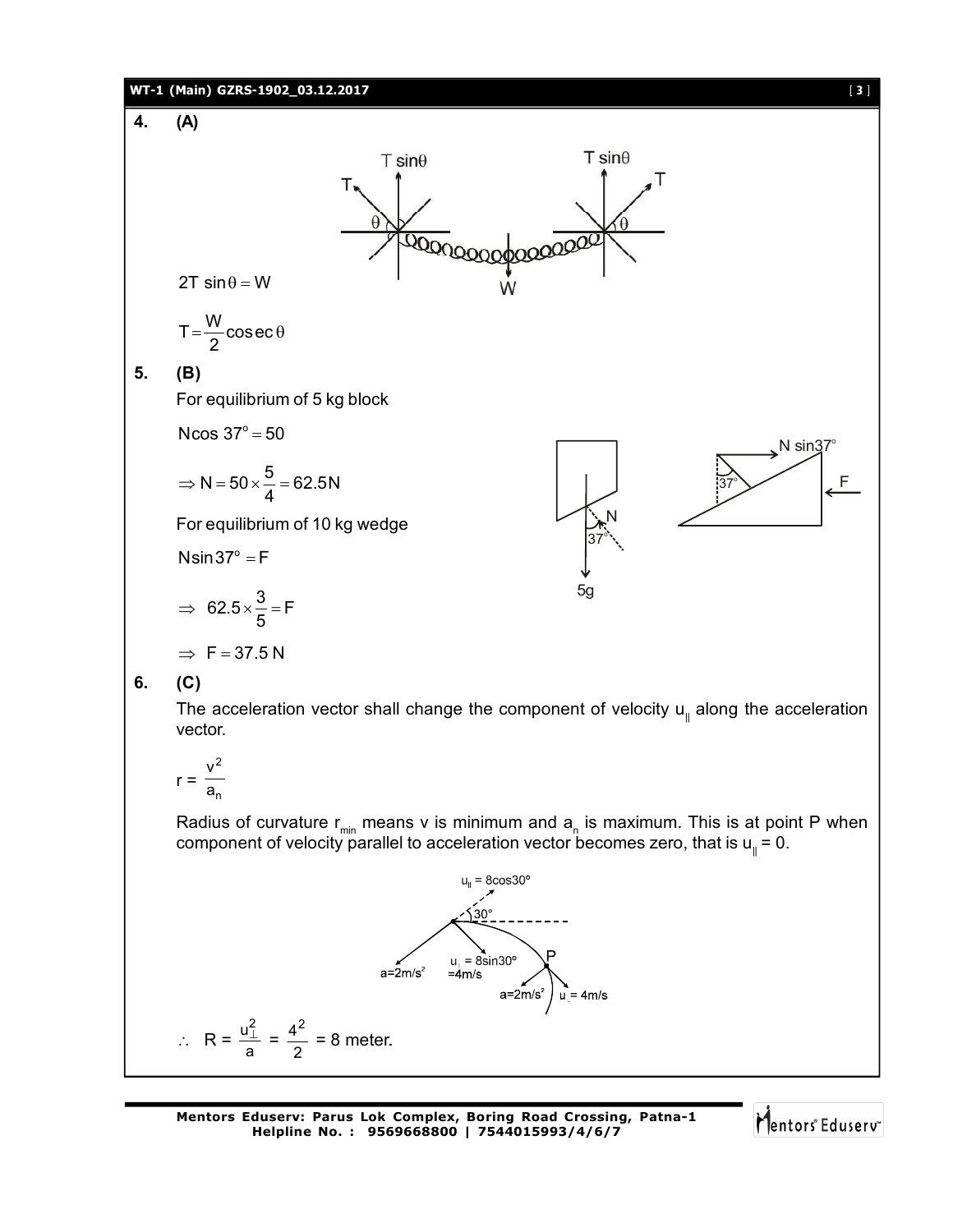**4. (A)**

$2T \sin\theta = W$

$T = \frac{W}{2} \operatorname{cosec}\theta$

**5. (B)**

For equilibrium of 5 kg block

$N\cos 37^\circ = 50$

$\Rightarrow N = 50 \times \frac{5}{4} = 62.5\text{N}$

For equilibrium of 10 kg wedge

$N\sin 37^\circ = F$

$\Rightarrow \; 62.5 \times \frac{3}{5} = F$

$\Rightarrow \; F = 37.5 \text{ N}$

**6. (C)**

The acceleration vector shall change the component of velocity $u_{\parallel}$ along the acceleration vector.

$r = \frac{v^2}{a_n}$

Radius of curvature $r_{min}$ means v is minimum and $a_n$ is maximum. This is at point P when component of velocity parallel to acceleration vector becomes zero, that is $u_{\parallel} = 0$.

$u_{\parallel} = 8\cos 30^\circ$, $u_{\perp} = 8\sin 30^\circ = 4\text{m/s}$, $a = 2\text{m/s}^2$

$\therefore \; R = \frac{u_{\perp}^2}{a} = \frac{4^2}{2} = 8$ meter.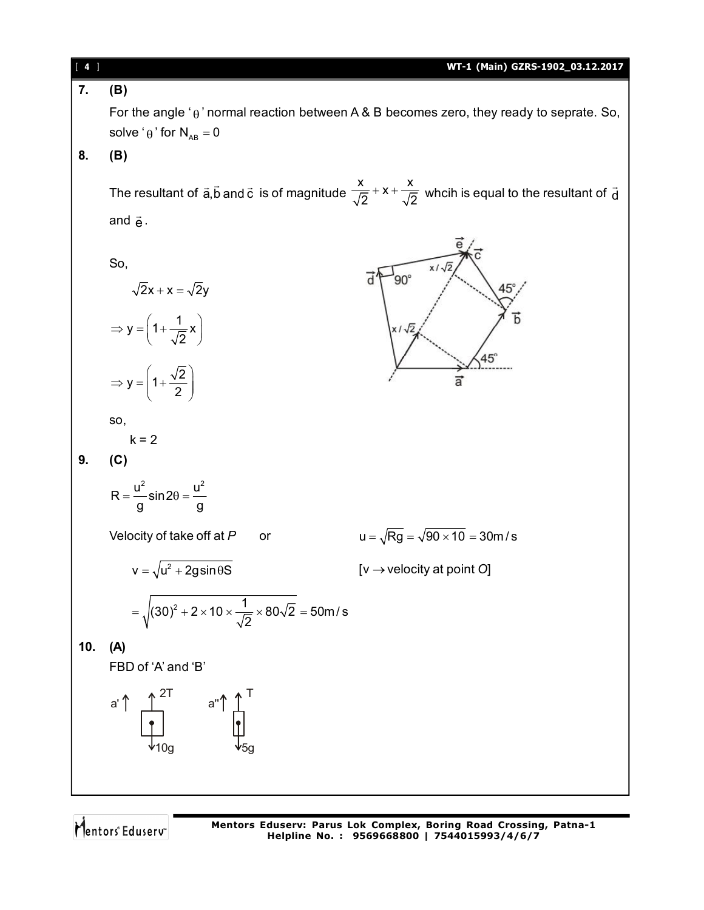**7.** **(B)**

For the angle '$\theta$' normal reaction between A & B becomes zero, they ready to seprate. So, solve '$\theta$' for $N_{AB} = 0$

**8.** **(B)**

The resultant of $\vec{a}, \vec{b}$ and $\vec{c}$ is of magnitude $\frac{x}{\sqrt{2}} + x + \frac{x}{\sqrt{2}}$ whcih is equal to the resultant of $\vec{d}$ and $\vec{e}$.

So,

$$\sqrt{2}x + x = \sqrt{2}y$$

$$\Rightarrow y = \left(1 + \frac{1}{\sqrt{2}}x\right)$$

$$\Rightarrow y = \left(1 + \frac{\sqrt{2}}{2}\right)$$

so,

k = 2

**9.** **(C)**

$$R = \frac{u^2}{g}\sin 2\theta = \frac{u^2}{g}$$

Velocity of take off at *P* or $u = \sqrt{Rg} = \sqrt{90 \times 10} = 30\text{m/s}$

$$v = \sqrt{u^2 + 2g\sin\theta S} \qquad [v \rightarrow \text{velocity at point } O]$$

$$= \sqrt{(30)^2 + 2 \times 10 \times \frac{1}{\sqrt{2}} \times 80\sqrt{2}} = 50\text{m/s}$$

**10.** **(A)**

FBD of 'A' and 'B'

a' ↑ 2T, 10g a'' ↑ T, 5g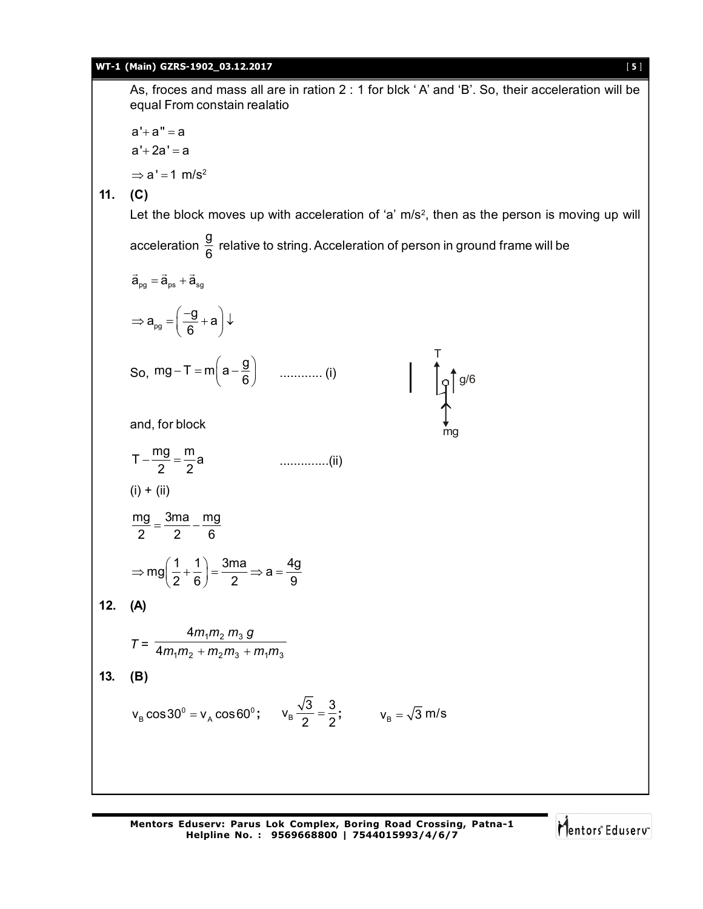As, froces and mass all are in ration 2 : 1 for blck ' A' and 'B'. So, their acceleration will be equal From constain realatio

$$a' + a'' = a$$
$$a' + 2a' = a$$
$$\Rightarrow a' = 1 \text{ m/s}^2$$

**11. (C)**

Let the block moves up with acceleration of 'a' m/s², then as the person is moving up will acceleration $\frac{g}{6}$ relative to string. Acceleration of person in ground frame will be

$$\vec{a}_{pg} = \vec{a}_{ps} + \vec{a}_{sg}$$

$$\Rightarrow a_{pg} = \left(\frac{-g}{6} + a\right)\downarrow$$

So, $mg - T = m\left(a - \frac{g}{6}\right)$ ............ (i)

T, g/6, mg

and, for block

$T - \frac{mg}{2} = \frac{m}{2}a$ ..............(ii)

(i) + (ii)

$$\frac{mg}{2} = \frac{3ma}{2} - \frac{mg}{6}$$

$$\Rightarrow mg\left(\frac{1}{2} + \frac{1}{6}\right) = \frac{3ma}{2} \Rightarrow a = \frac{4g}{9}$$

**12. (A)**

$$T = \frac{4m_1m_2m_3g}{4m_1m_2 + m_2m_3 + m_1m_3}$$

**13. (B)**

$v_B \cos 30^0 = v_A \cos 60^0$; $\quad v_B \frac{\sqrt{3}}{2} = \frac{3}{2}$; $\quad v_B = \sqrt{3}$ m/s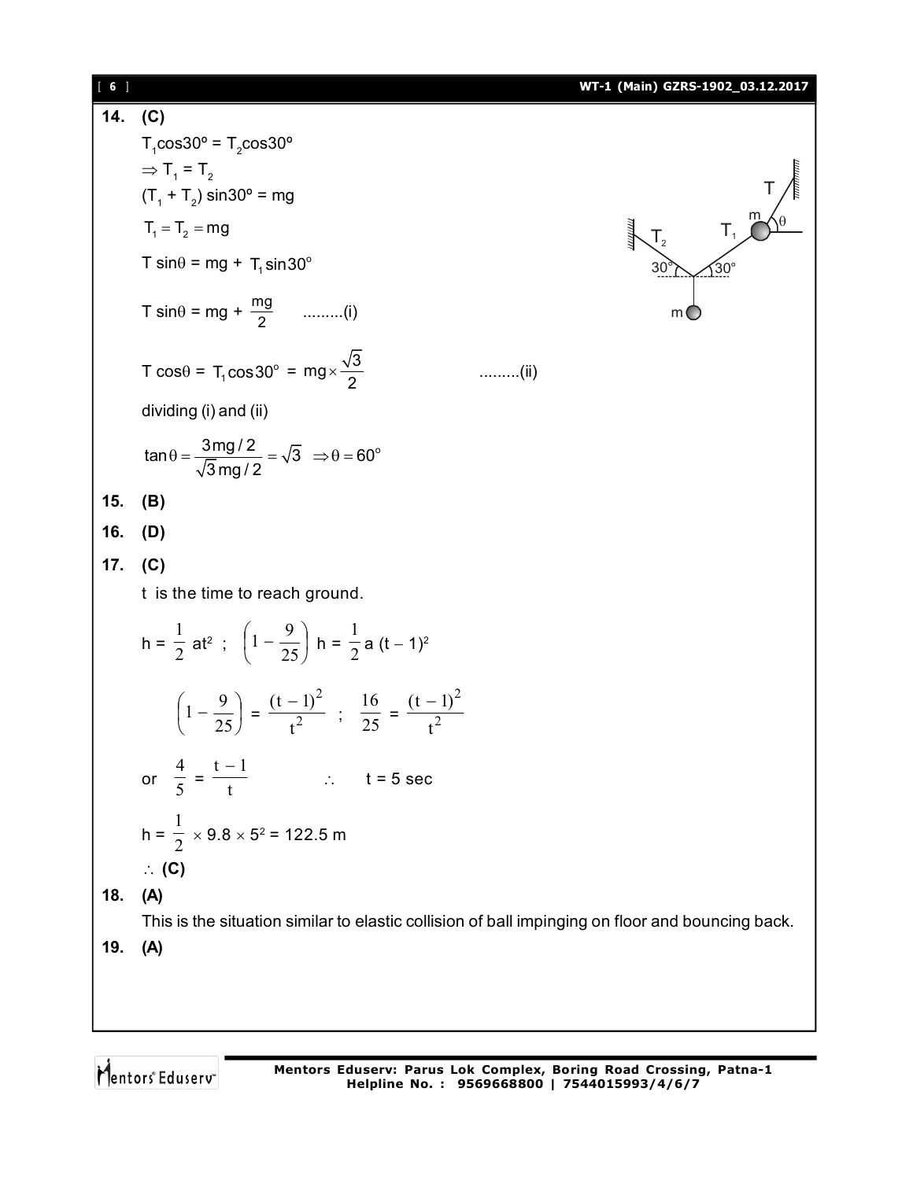**14. (C)**

$T_1\cos30^\circ = T_2\cos30^\circ$

$\Rightarrow T_1 = T_2$

$(T_1 + T_2)\sin30^\circ = mg$

$T_1 = T_2 = mg$

$T\sin\theta = mg + T_1\sin30^\circ$

$T\sin\theta = mg + \dfrac{mg}{2}$ .........(i)

$T\cos\theta = T_1\cos30^\circ = mg\times\dfrac{\sqrt{3}}{2}$ .........(ii)

dividing (i) and (ii)

$$\tan\theta = \frac{3mg/2}{\sqrt{3}mg/2} = \sqrt{3} \Rightarrow \theta = 60^\circ$$

**15. (B)**

**16. (D)**

**17. (C)**

t is the time to reach ground.

$h = \dfrac{1}{2}at^2$ ; $\left(1 - \dfrac{9}{25}\right)h = \dfrac{1}{2}a(t-1)^2$

$$\left(1 - \frac{9}{25}\right) = \frac{(t-1)^2}{t^2} \;;\; \frac{16}{25} = \frac{(t-1)^2}{t^2}$$

or $\dfrac{4}{5} = \dfrac{t-1}{t}$ $\quad\therefore\quad t = 5$ sec

$h = \dfrac{1}{2}\times 9.8\times 5^2 = 122.5$ m

$\therefore$ **(C)**

**18. (A)**

This is the situation similar to elastic collision of ball impinging on floor and bouncing back.

**19. (A)**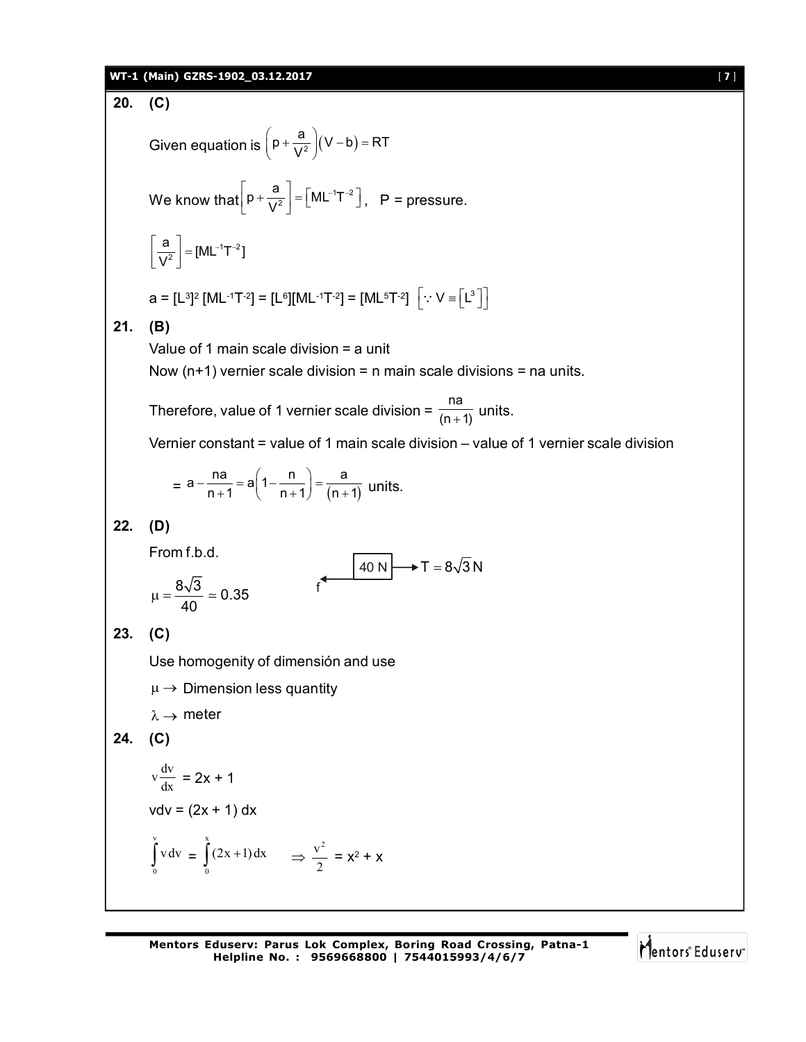**20. (C)**

Given equation is $\left(p+\frac{a}{V^2}\right)(V-b)=RT$

We know that $\left[p+\frac{a}{V^2}\right]=\left[ML^{-1}T^{-2}\right]$,   P = pressure.

$\left[\frac{a}{V^2}\right]=[ML^{-1}T^{-2}]$

a = $[L^3]^2$ $[ML^{-1}T^{-2}]$ = $[L^6][ML^{-1}T^{-2}]$ = $[ML^5T^{-2}]$ $\left[\because V \equiv \left[L^3\right]\right]$

**21. (B)**

Value of 1 main scale division = a unit

Now (n+1) vernier scale division = n main scale divisions = na units.

Therefore, value of 1 vernier scale division = $\frac{na}{(n+1)}$ units.

Vernier constant = value of 1 main scale division – value of 1 vernier scale division

$$= a-\frac{na}{n+1}=a\left(1-\frac{n}{n+1}\right)=\frac{a}{(n+1)} \text{ units.}$$

**22. (D)**

From f.b.d.

40 N block, $T=8\sqrt{3}$ N, f

$\mu=\frac{8\sqrt{3}}{40}\simeq 0.35$

**23. (C)**

Use homogenity of dimensión and use

$\mu \rightarrow$ Dimension less quantity

$\lambda \rightarrow$ meter

**24. (C)**

$v\frac{dv}{dx}$ = 2x + 1

vdv = (2x + 1) dx

$\int_0^v v\,dv = \int_0^x (2x+1)\,dx \quad \Rightarrow \frac{v^2}{2} = x^2 + x$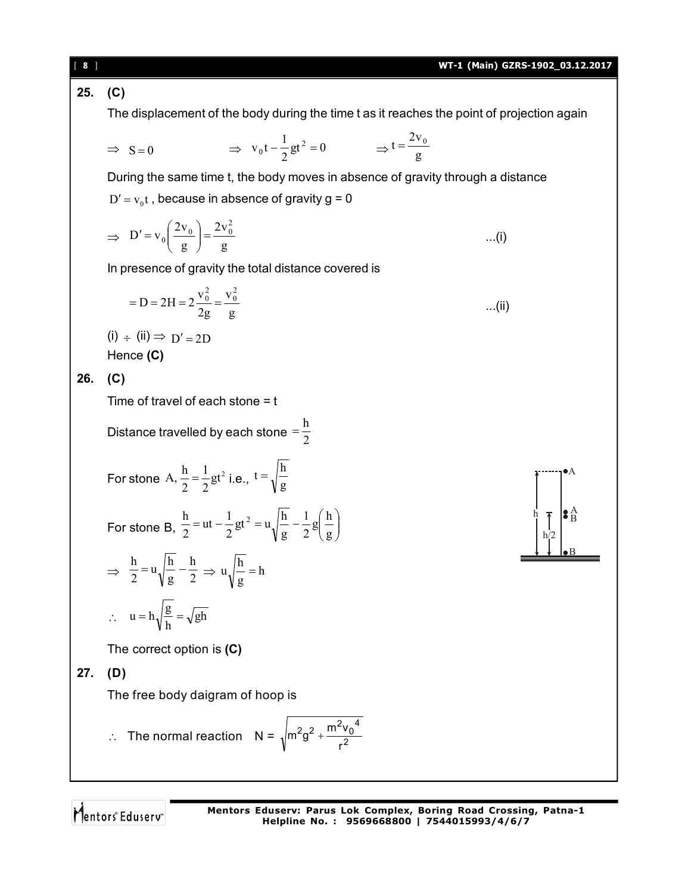**25. (C)**

The displacement of the body during the time t as it reaches the point of projection again

$\Rightarrow \; S = 0 \qquad \Rightarrow \; v_0 t - \frac{1}{2}gt^2 = 0 \qquad \Rightarrow t = \frac{2v_0}{g}$

During the same time t, the body moves in absence of gravity through a distance

$D' = v_0 t$, because in absence of gravity g = 0

$$\Rightarrow \; D' = v_0\left(\frac{2v_0}{g}\right) = \frac{2v_0^2}{g} \qquad ...(i)$$

In presence of gravity the total distance covered is

$$= D = 2H = 2\frac{v_0^2}{2g} = \frac{v_0^2}{g} \qquad ...(ii)$$

(i) $\div$ (ii) $\Rightarrow$ $D' = 2D$

Hence **(C)**

**26. (C)**

Time of travel of each stone = t

Distance travelled by each stone $= \frac{h}{2}$

For stone A, $\frac{h}{2} = \frac{1}{2}gt^2$ i.e., $t = \sqrt{\frac{h}{g}}$

For stone B, $\frac{h}{2} = ut - \frac{1}{2}gt^2 = u\sqrt{\frac{h}{g}} - \frac{1}{2}g\left(\frac{h}{g}\right)$

$\Rightarrow \; \frac{h}{2} = u\sqrt{\frac{h}{g}} - \frac{h}{2} \;\Rightarrow\; u\sqrt{\frac{h}{g}} = h$

$\therefore \quad u = h\sqrt{\frac{g}{h}} = \sqrt{gh}$

The correct option is **(C)**

**27. (D)**

The free body daigram of hoop is

$\therefore$ The normal reaction $\quad N = \sqrt{m^2g^2 + \frac{m^2 v_0^4}{r^2}}$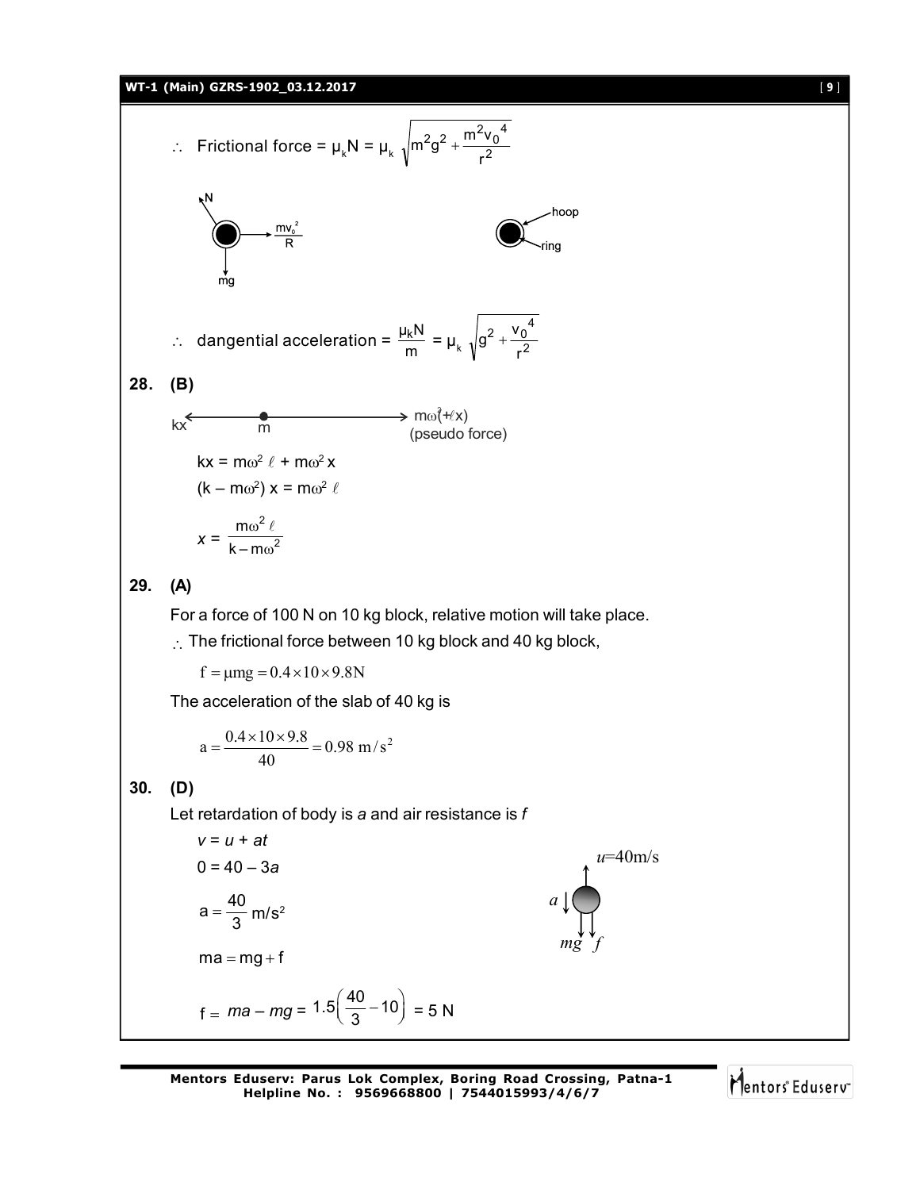$\therefore$ Frictional force = $\mu_k N = \mu_k \sqrt{m^2g^2 + \frac{m^2v_0^4}{r^2}}$

$\therefore$ dangential acceleration = $\frac{\mu_k N}{m} = \mu_k \sqrt{g^2 + \frac{v_0^4}{r^2}}$

**28. (B)**

kx ← m → $m\omega^2(\ell + x)$ (pseudo force)

$kx = m\omega^2 \ell + m\omega^2 x$

$(k - m\omega^2)\, x = m\omega^2 \ell$

$x = \frac{m\omega^2 \ell}{k - m\omega^2}$

**29. (A)**

For a force of 100 N on 10 kg block, relative motion will take place.

$\therefore$ The frictional force between 10 kg block and 40 kg block,

$f = \mu mg = 0.4 \times 10 \times 9.8\text{N}$

The acceleration of the slab of 40 kg is

$a = \frac{0.4 \times 10 \times 9.8}{40} = 0.98 \text{ m/s}^2$

**30. (D)**

Let retardation of body is $a$ and air resistance is $f$

$v = u + at$

$0 = 40 - 3a$

$a = \frac{40}{3} \text{ m/s}^2$

$ma = mg + f$

$f = ma - mg = 1.5\left(\frac{40}{3} - 10\right) = 5 \text{ N}$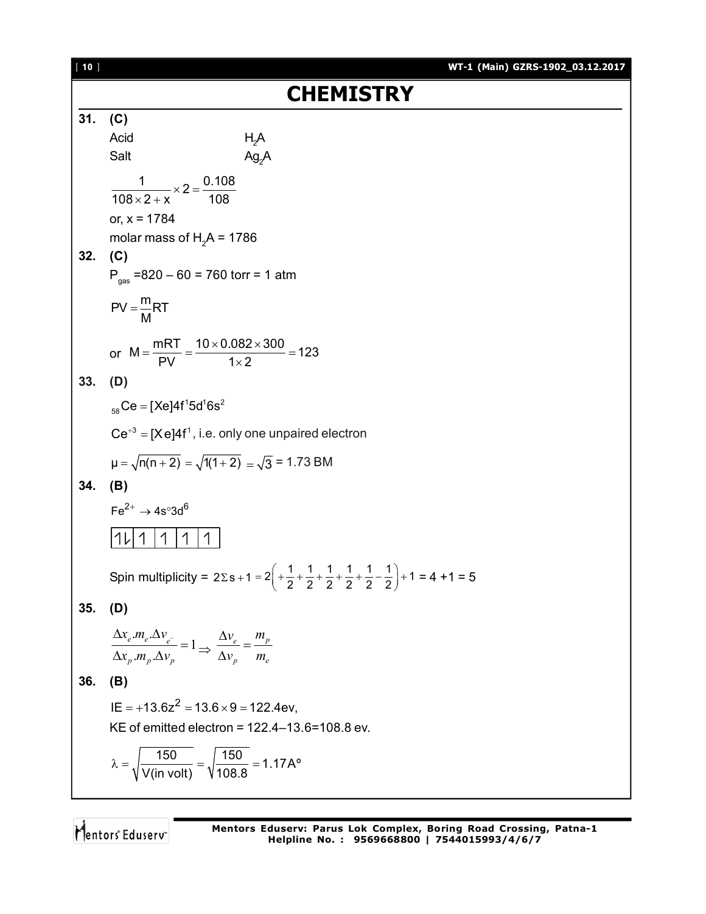# CHEMISTRY

**31. (C)**

Acid $H_2A$

Salt $Ag_2A$

$$\frac{1}{108 \times 2 + x} \times 2 = \frac{0.108}{108}$$

or, x = 1784

molar mass of $H_2A$ = 1786

**32. (C)**

$P_{gas}$ =820 – 60 = 760 torr = 1 atm

$$PV = \frac{m}{M}RT$$

or $M = \frac{mRT}{PV} = \frac{10 \times 0.082 \times 300}{1 \times 2} = 123$

**33. (D)**

$_{58}Ce = [Xe]4f^1 5d^1 6s^2$

$Ce^{+3} = [Xe]4f^1$, i.e. only one unpaired electron

$\mu = \sqrt{n(n+2)} = \sqrt{1(1+2)} = \sqrt{3}$ = 1.73 BM

**34. (B)**

$Fe^{2+} \rightarrow 4s^{\circ}3d^6$

| ↑↓ | ↑ | ↑ | ↑ | ↑ |
|---|---|---|---|---|

Spin multiplicity = $2\Sigma s + 1 = 2\left(+\frac{1}{2}+\frac{1}{2}+\frac{1}{2}+\frac{1}{2}+\frac{1}{2}-\frac{1}{2}\right)+1$ = 4 +1 = 5

**35. (D)**

$$\frac{\Delta x_e . m_e . \Delta v_{e^-}}{\Delta x_p . m_p . \Delta v_p} = 1 \Rightarrow \frac{\Delta v_e}{\Delta v_p} = \frac{m_p}{m_e}$$

**36. (B)**

$IE = +13.6z^2 = 13.6 \times 9 = 122.4ev$,

KE of emitted electron = 122.4–13.6=108.8 ev.

$$\lambda = \sqrt{\frac{150}{V(\text{in volt})}} = \sqrt{\frac{150}{108.8}} = 1.17A^o$$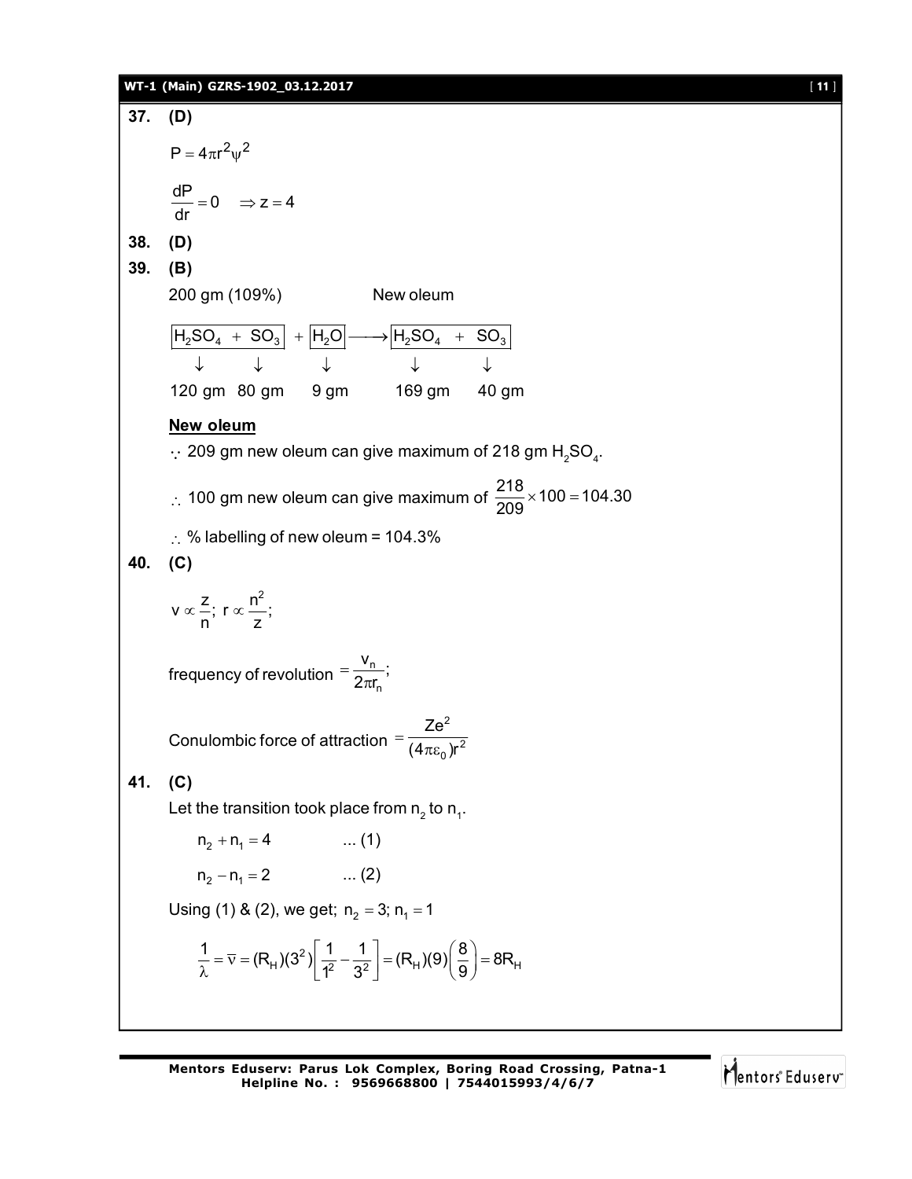**37. (D)**

$$P = 4\pi r^2 \psi^2$$

$$\frac{dP}{dr} = 0 \quad \Rightarrow z = 4$$

**38. (D)**

**39. (B)**

200 gm (109%) New oleum

$$\boxed{H_2SO_4 + SO_3} + \boxed{H_2O} \longrightarrow \boxed{H_2SO_4 + SO_3}$$

120 gm 80 gm 9 gm 169 gm 40 gm

**New oleum**

$\because$ 209 gm new oleum can give maximum of 218 gm $H_2SO_4$.

$\therefore$ 100 gm new oleum can give maximum of $\frac{218}{209} \times 100 = 104.30$

$\therefore$ % labelling of new oleum = 104.3%

**40. (C)**

$$v \propto \frac{z}{n};\ r \propto \frac{n^2}{z};$$

frequency of revolution $= \frac{v_n}{2\pi r_n}$;

Conulombic force of attraction $= \frac{Ze^2}{(4\pi\varepsilon_0)r^2}$

**41. (C)**

Let the transition took place from $n_2$ to $n_1$.

$n_2 + n_1 = 4$ ... (1)

$n_2 - n_1 = 2$ ... (2)

Using (1) & (2), we get; $n_2 = 3; n_1 = 1$

$$\frac{1}{\lambda} = \bar{v} = (R_H)(3^2)\left[\frac{1}{1^2} - \frac{1}{3^2}\right] = (R_H)(9)\left(\frac{8}{9}\right) = 8R_H$$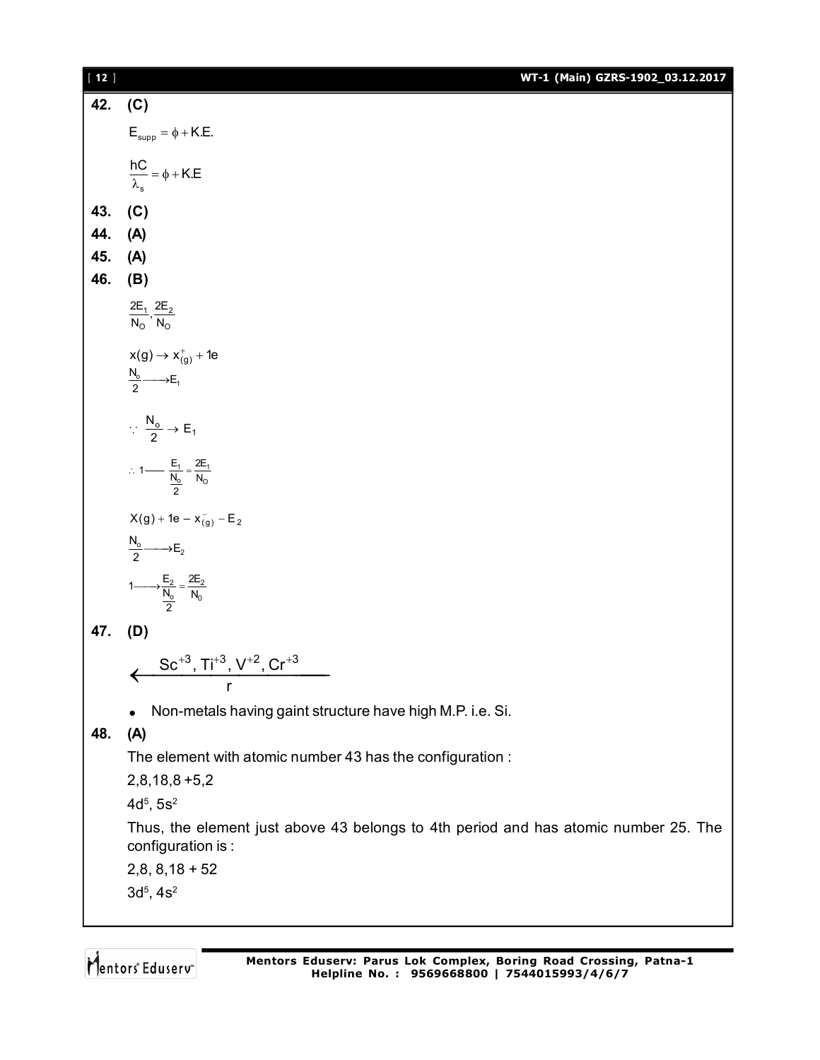**42. (C)**

$$E_{supp} = \phi + K.E.$$

$$\frac{hC}{\lambda_s} = \phi + K.E$$

**43. (C)**

**44. (A)**

**45. (A)**

**46. (B)**

$$\frac{2E_1}{N_O}, \frac{2E_2}{N_O}$$

$$x(g) \rightarrow x^{+}_{(g)} + 1e$$

$$\frac{N_o}{2} \longrightarrow E_1$$

$$\because \ \frac{N_o}{2} \rightarrow E_1$$

$$\therefore 1 —— \frac{E_1}{\frac{N_o}{2}} = \frac{2E_1}{N_O}$$

$$X(g) + 1e - x^{-}_{(g)} - E_2$$

$$\frac{N_o}{2} \longrightarrow E_2$$

$$1 \longrightarrow \frac{E_2}{\frac{N_o}{2}} = \frac{2E_2}{N_0}$$

**47. (D)**

$$\xleftarrow[r]{Sc^{+3}, Ti^{+3}, V^{+2}, Cr^{+3}}$$

- Non-metals having gaint structure have high M.P. i.e. Si.

**48. (A)**

The element with atomic number 43 has the configuration :

2,8,18,8 +5,2

$4d^5, 5s^2$

Thus, the element just above 43 belongs to 4th period and has atomic number 25. The configuration is :

2,8, 8,18 + 52

$3d^5, 4s^2$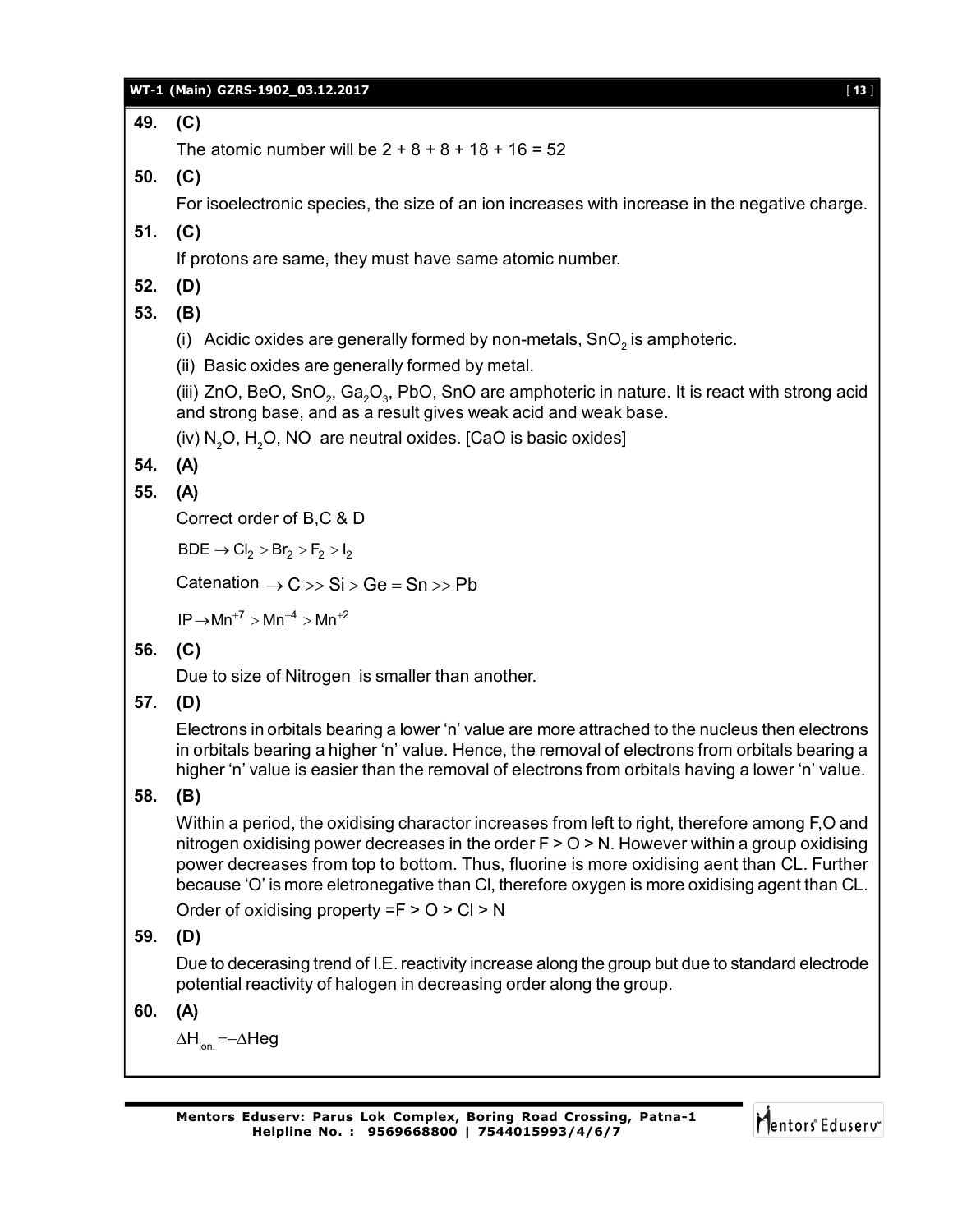**49. (C)**

The atomic number will be 2 + 8 + 8 + 18 + 16 = 52

**50. (C)**

For isoelectronic species, the size of an ion increases with increase in the negative charge.

**51. (C)**

If protons are same, they must have same atomic number.

**52. (D)**

**53. (B)**

(i) Acidic oxides are generally formed by non-metals, $SnO_2$ is amphoteric.

(ii) Basic oxides are generally formed by metal.

(iii) $ZnO$, $BeO$, $SnO_2$, $Ga_2O_3$, $PbO$, $SnO$ are amphoteric in nature. It is react with strong acid and strong base, and as a result gives weak acid and weak base.

(iv) $N_2O$, $H_2O$, $NO$ are neutral oxides. [CaO is basic oxides]

**54. (A)**

**55. (A)**

Correct order of B,C & D

$\text{BDE} \rightarrow Cl_2 > Br_2 > F_2 > I_2$

Catenation $\rightarrow C >> Si > Ge = Sn >> Pb$

$\text{IP} \rightarrow Mn^{+7} > Mn^{+4} > Mn^{+2}$

**56. (C)**

Due to size of Nitrogen is smaller than another.

**57. (D)**

Electrons in orbitals bearing a lower 'n' value are more attracted to the nucleus then electrons in orbitals bearing a higher 'n' value. Hence, the removal of electrons from orbitals bearing a higher 'n' value is easier than the removal of electrons from orbitals having a lower 'n' value.

**58. (B)**

Within a period, the oxidising charactor increases from left to right, therefore among F,O and nitrogen oxidising power decreases in the order F > O > N. However within a group oxidising power decreases from top to bottom. Thus, fluorine is more oxidising aent than CL. Further because 'O' is more eletronegative than Cl, therefore oxygen is more oxidising agent than CL.

Order of oxidising property =F > O > Cl > N

**59. (D)**

Due to decerasing trend of I.E. reactivity increase along the group but due to standard electrode potential reactivity of halogen in decreasing order along the group.

**60. (A)**

$\Delta H_{ion.} = -\Delta Heg$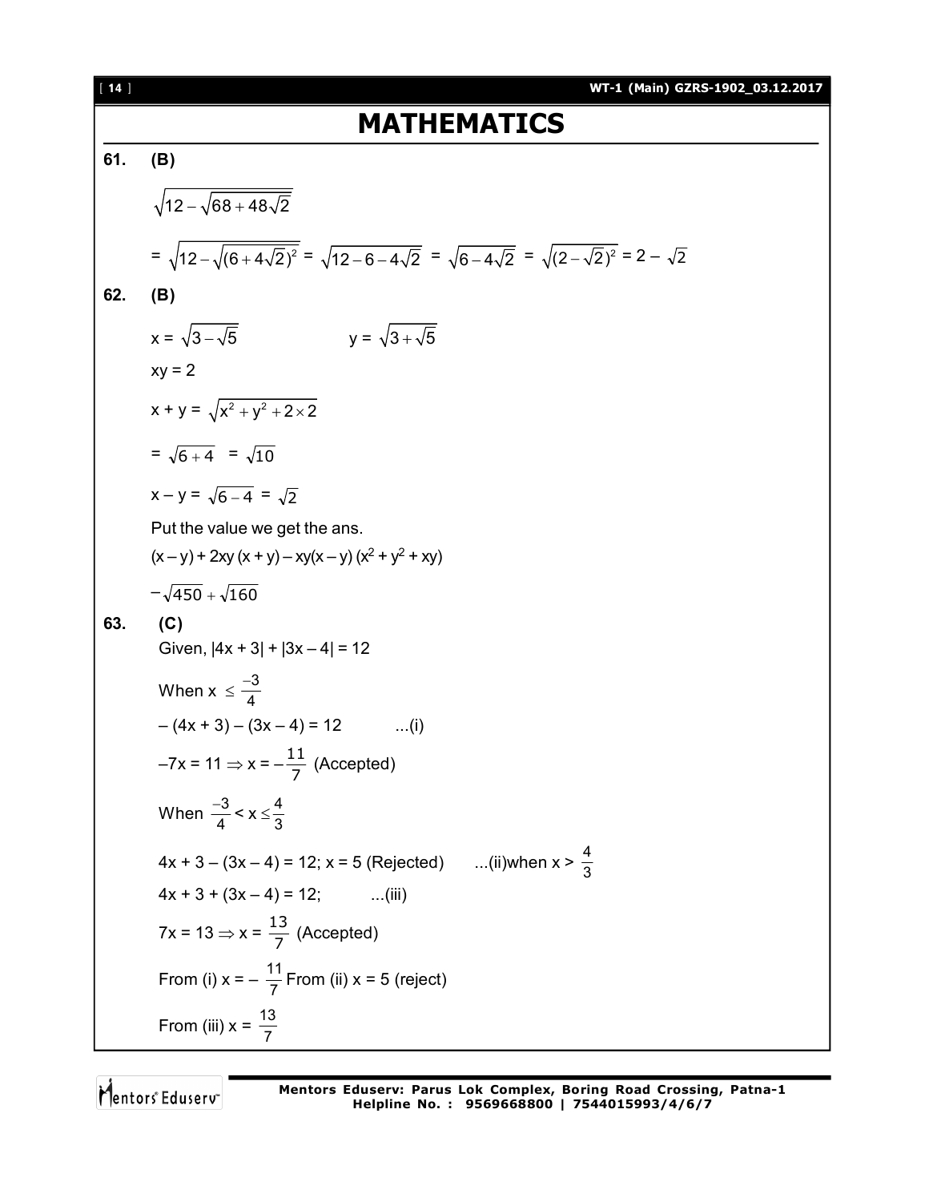# MATHEMATICS

**61. (B)**

$\sqrt{12-\sqrt{68+48\sqrt{2}}}$

$= \sqrt{12-\sqrt{(6+4\sqrt{2})^2}} = \sqrt{12-6-4\sqrt{2}} = \sqrt{6-4\sqrt{2}} = \sqrt{(2-\sqrt{2})^2} = 2 - \sqrt{2}$

**62. (B)**

$x = \sqrt{3-\sqrt{5}}$ $\qquad\qquad$ $y = \sqrt{3+\sqrt{5}}$

$xy = 2$

$x + y = \sqrt{x^2 + y^2 + 2\times 2}$

$= \sqrt{6+4} = \sqrt{10}$

$x - y = \sqrt{6-4} = \sqrt{2}$

Put the value we get the ans.

$(x - y) + 2xy\,(x + y) - xy(x - y)\,(x^2 + y^2 + xy)$

$-\sqrt{450} + \sqrt{160}$

**63. (C)**

Given, $|4x + 3| + |3x - 4| = 12$

When $x \le \frac{-3}{4}$

$-(4x + 3) - (3x - 4) = 12$ $\qquad$ ...(i)

$-7x = 11 \Rightarrow x = -\frac{11}{7}$ (Accepted)

When $\frac{-3}{4} < x \le \frac{4}{3}$

$4x + 3 - (3x - 4) = 12$; $x = 5$ (Rejected) $\qquad$ ...(ii)when $x > \frac{4}{3}$

$4x + 3 + (3x - 4) = 12$; $\qquad$ ...(iii)

$7x = 13 \Rightarrow x = \frac{13}{7}$ (Accepted)

From (i) $x = -\frac{11}{7}$ From (ii) $x = 5$ (reject)

From (iii) $x = \frac{13}{7}$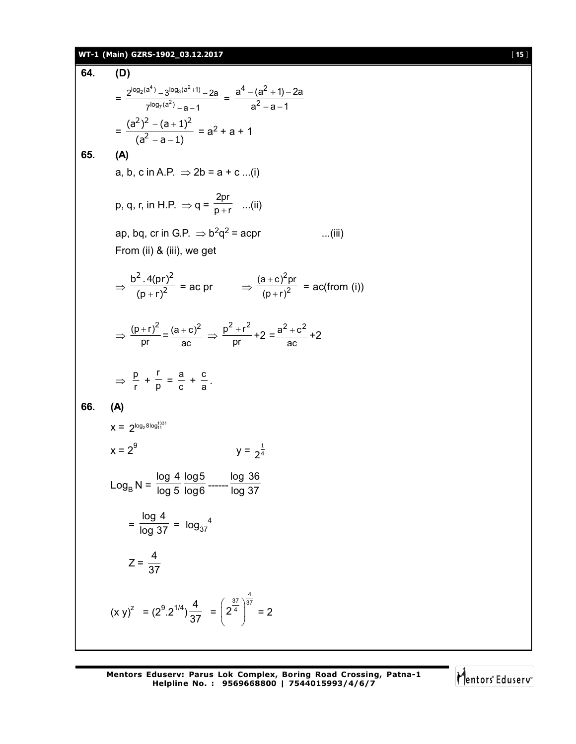**64. (D)**

$$= \frac{2^{\log_2(a^4)} - 3^{\log_3(a^2+1)} - 2a}{7^{\log_7(a^2)} - a - 1} = \frac{a^4 - (a^2+1) - 2a}{a^2 - a - 1}$$

$$= \frac{(a^2)^2 - (a+1)^2}{(a^2 - a - 1)} = a^2 + a + 1$$

**65. (A)**

a, b, c in A.P. $\Rightarrow 2b = a + c$ ...(i)

p, q, r, in H.P. $\Rightarrow q = \frac{2pr}{p+r}$ ...(ii)

ap, bq, cr in G.P. $\Rightarrow b^2q^2 = acpr$ ...(iii)

From (ii) & (iii), we get

$$\Rightarrow \frac{b^2 . 4(pr)^2}{(p+r)^2} = ac\ pr \qquad \Rightarrow \frac{(a+c)^2 pr}{(p+r)^2} = ac (\text{from (i)})$$

$$\Rightarrow \frac{(p+r)^2}{pr} = \frac{(a+c)^2}{ac} \Rightarrow \frac{p^2 + r^2}{pr} + 2 = \frac{a^2 + c^2}{ac} + 2$$

$$\Rightarrow \frac{p}{r} + \frac{r}{p} = \frac{a}{c} + \frac{c}{a}.$$

**66. (A)**

$x = 2^{\log_2 8 \log_{11}^{1331}}$

$x = 2^9 \qquad\qquad y = 2^{\frac{1}{4}}$

$$\text{Log}_B N = \frac{\log 4}{\log 5} \frac{\log 5}{\log 6} \text{------} \frac{\log 36}{\log 37}$$

$$= \frac{\log 4}{\log 37} = \log_{37}{}^{4}$$

$$Z = \frac{4}{37}$$

$$(x\ y)^z = (2^9 . 2^{1/4}) \frac{4}{37} = \left(2^{\frac{37}{4}}\right)^{\frac{4}{37}} = 2$$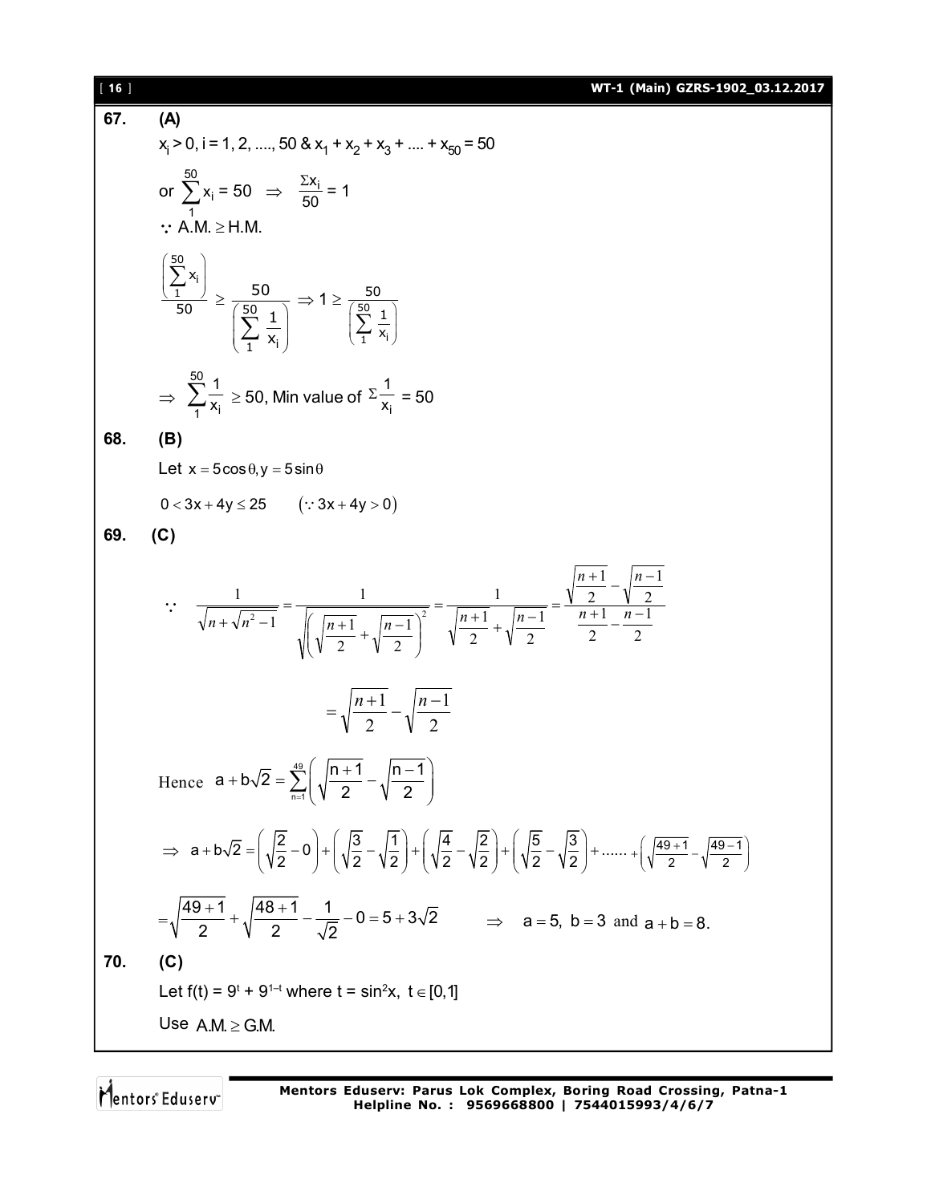**67. (A)**

$x_i > 0, i = 1, 2, ...., 50$ & $x_1 + x_2 + x_3 + .... + x_{50} = 50$

or $\sum_{1}^{50} x_i = 50 \Rightarrow \frac{\Sigma x_i}{50} = 1$

$\because$ A.M. $\geq$ H.M.

$$\frac{\left(\sum_{1}^{50} x_i\right)}{50} \geq \frac{50}{\left(\sum_{1}^{50} \frac{1}{x_i}\right)} \Rightarrow 1 \geq \frac{50}{\left(\sum_{1}^{50} \frac{1}{x_i}\right)}$$

$\Rightarrow \sum_{1}^{50} \frac{1}{x_i} \geq 50$, Min value of $\Sigma \frac{1}{x_i} = 50$

**68. (B)**

Let $x = 5\cos\theta, y = 5\sin\theta$

$0 < 3x + 4y \leq 25 \quad (\because 3x + 4y > 0)$

**69. (C)**

$$\because \quad \frac{1}{\sqrt{n+\sqrt{n^2-1}}} = \frac{1}{\sqrt{\left(\sqrt{\frac{n+1}{2}}+\sqrt{\frac{n-1}{2}}\right)^2}} = \frac{1}{\sqrt{\frac{n+1}{2}}+\sqrt{\frac{n-1}{2}}} = \frac{\sqrt{\frac{n+1}{2}}-\sqrt{\frac{n-1}{2}}}{\frac{n+1}{2}-\frac{n-1}{2}}$$

$$= \sqrt{\frac{n+1}{2}} - \sqrt{\frac{n-1}{2}}$$

Hence $a + b\sqrt{2} = \sum_{n=1}^{49}\left(\sqrt{\frac{n+1}{2}} - \sqrt{\frac{n-1}{2}}\right)$

$$\Rightarrow a + b\sqrt{2} = \left(\sqrt{\frac{2}{2}} - 0\right) + \left(\sqrt{\frac{3}{2}} - \sqrt{\frac{1}{2}}\right) + \left(\sqrt{\frac{4}{2}} - \sqrt{\frac{2}{2}}\right) + \left(\sqrt{\frac{5}{2}} - \sqrt{\frac{3}{2}}\right) + ...... + \left(\sqrt{\frac{49+1}{2}} - \sqrt{\frac{49-1}{2}}\right)$$

$= \sqrt{\frac{49+1}{2}} + \sqrt{\frac{48+1}{2}} - \frac{1}{\sqrt{2}} - 0 = 5 + 3\sqrt{2} \qquad \Rightarrow \quad a = 5,\ b = 3$ and $a + b = 8$.

**70. (C)**

Let $f(t) = 9^t + 9^{1-t}$ where $t = \sin^2 x,\ t \in [0,1]$

Use A.M. $\geq$ G.M.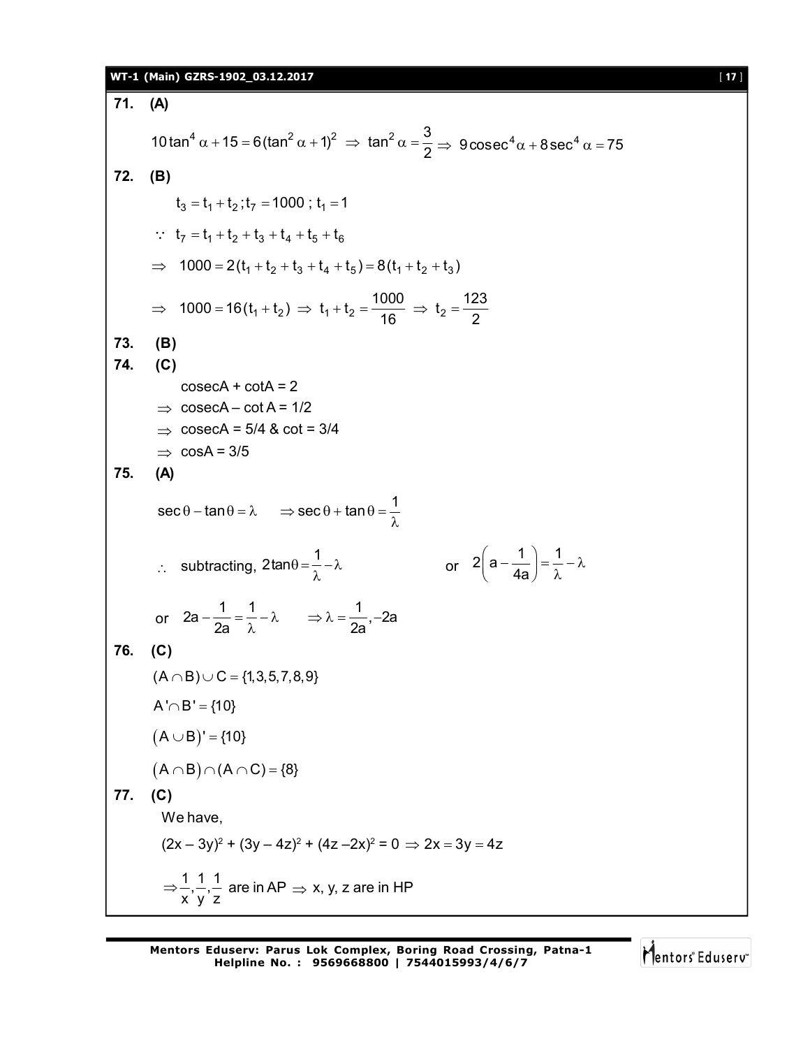**71. (A)**

$$10\tan^4\alpha + 15 = 6(\tan^2\alpha + 1)^2 \Rightarrow \tan^2\alpha = \frac{3}{2} \Rightarrow 9\operatorname{cosec}^4\alpha + 8\sec^4\alpha = 75$$

**72. (B)**

$$t_3 = t_1 + t_2 ; t_7 = 1000 ; t_1 = 1$$

$$\because \ t_7 = t_1 + t_2 + t_3 + t_4 + t_5 + t_6$$

$$\Rightarrow \ 1000 = 2(t_1 + t_2 + t_3 + t_4 + t_5) = 8(t_1 + t_2 + t_3)$$

$$\Rightarrow \ 1000 = 16(t_1 + t_2) \Rightarrow t_1 + t_2 = \frac{1000}{16} \Rightarrow t_2 = \frac{123}{2}$$

**73. (B)**

**74. (C)**

cosecA + cotA = 2

$\Rightarrow$ cosecA – cot A = 1/2

$\Rightarrow$ cosecA = 5/4 & cot = 3/4

$\Rightarrow$ cosA = 3/5

**75. (A)**

$$\sec\theta - \tan\theta = \lambda \qquad \Rightarrow \sec\theta + \tan\theta = \frac{1}{\lambda}$$

$\therefore$ subtracting, $2\tan\theta = \frac{1}{\lambda} - \lambda$ or $2\left(a - \frac{1}{4a}\right) = \frac{1}{\lambda} - \lambda$

or $2a - \frac{1}{2a} = \frac{1}{\lambda} - \lambda \qquad \Rightarrow \lambda = \frac{1}{2a}, -2a$

**76. (C)**

$$(A \cap B) \cup C = \{1, 3, 5, 7, 8, 9\}$$

$$A' \cap B' = \{10\}$$

$$(A \cup B)' = \{10\}$$

$$(A \cap B) \cap (A \cap C) = \{8\}$$

**77. (C)**

We have,

$(2x - 3y)^2 + (3y - 4z)^2 + (4z - 2x)^2 = 0 \Rightarrow 2x = 3y = 4z$

$\Rightarrow \frac{1}{x}, \frac{1}{y}, \frac{1}{z}$ are in AP $\Rightarrow$ x, y, z are in HP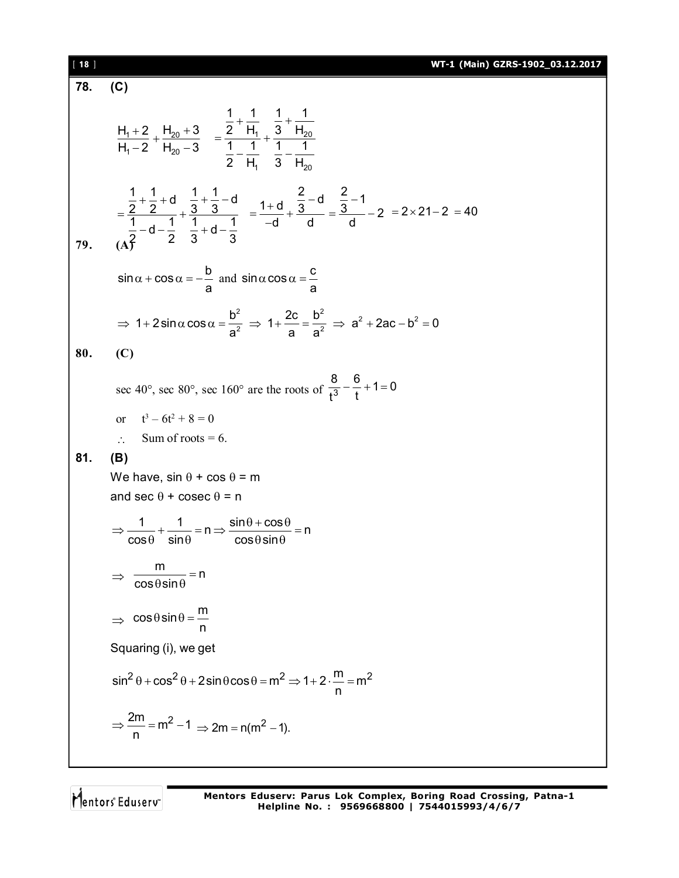**78. (C)**

$$\frac{H_1+2}{H_1-2}+\frac{H_{20}+3}{H_{20}-3} = \frac{\frac{1}{2}+\frac{1}{H_1}}{\frac{1}{2}-\frac{1}{H_1}}+\frac{\frac{1}{3}+\frac{1}{H_{20}}}{\frac{1}{3}-\frac{1}{H_{20}}}$$

$$=\frac{\frac{1}{2}+\frac{1}{2}+d}{\frac{1}{2}-d-\frac{1}{2}}+\frac{\frac{1}{3}+\frac{1}{3}-d}{\frac{1}{3}+d-\frac{1}{3}} = \frac{1+d}{-d}+\frac{\frac{2}{3}-d}{d}=\frac{\frac{2}{3}-1}{d}-2 = 2\times 21-2 = 40$$

**79. (A)**

$\sin\alpha+\cos\alpha=-\frac{b}{a}$ and $\sin\alpha\cos\alpha=\frac{c}{a}$

$$\Rightarrow 1+2\sin\alpha\cos\alpha=\frac{b^2}{a^2} \Rightarrow 1+\frac{2c}{a}=\frac{b^2}{a^2} \Rightarrow a^2+2ac-b^2=0$$

**80. (C)**

sec 40°, sec 80°, sec 160° are the roots of $\frac{8}{t^3}-\frac{6}{t}+1=0$

or $t^3-6t^2+8=0$

$\therefore$ Sum of roots = 6.

**81. (B)**

We have, $\sin\theta+\cos\theta=m$

and $\sec\theta+\operatorname{cosec}\theta=n$

$$\Rightarrow \frac{1}{\cos\theta}+\frac{1}{\sin\theta}=n \Rightarrow \frac{\sin\theta+\cos\theta}{\cos\theta\sin\theta}=n$$

$$\Rightarrow \frac{m}{\cos\theta\sin\theta}=n$$

$$\Rightarrow \cos\theta\sin\theta=\frac{m}{n}$$

Squaring (i), we get

$$\sin^2\theta+\cos^2\theta+2\sin\theta\cos\theta=m^2 \Rightarrow 1+2\cdot\frac{m}{n}=m^2$$

$$\Rightarrow \frac{2m}{n}=m^2-1 \Rightarrow 2m=n(m^2-1).$$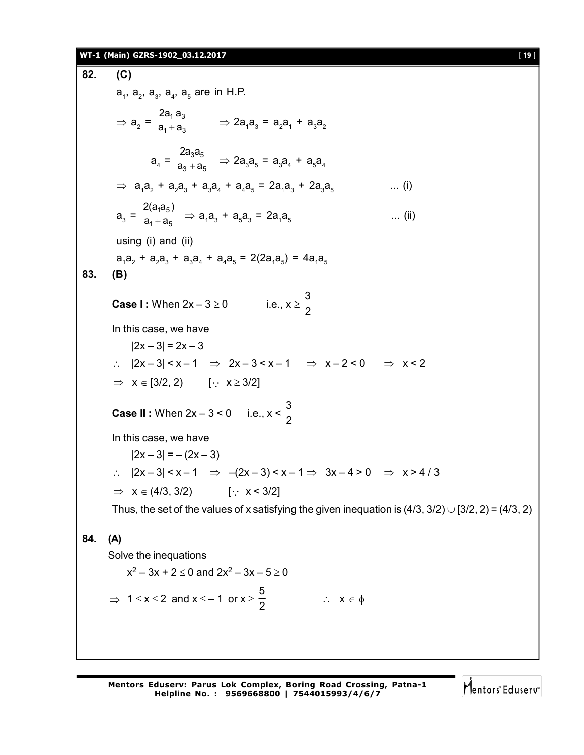**82. (C)**

$a_1, a_2, a_3, a_4, a_5$ are in H.P.

$\Rightarrow a_2 = \dfrac{2a_1 a_3}{a_1 + a_3} \quad \Rightarrow 2a_1a_3 = a_2a_1 + a_3a_2$

$a_4 = \dfrac{2a_3a_5}{a_3 + a_5} \quad \Rightarrow 2a_3a_5 = a_3a_4 + a_5a_4$

$\Rightarrow a_1a_2 + a_2a_3 + a_3a_4 + a_4a_5 = 2a_1a_3 + 2a_3a_5$ ... (i)

$a_3 = \dfrac{2(a_1a_5)}{a_1 + a_5} \Rightarrow a_1a_3 + a_5a_3 = 2a_1a_5$ ... (ii)

using (i) and (ii)

$a_1a_2 + a_2a_3 + a_3a_4 + a_4a_5 = 2(2a_1a_5) = 4a_1a_5$

**83. (B)**

**Case I :** When $2x - 3 \geq 0$ i.e., $x \geq \dfrac{3}{2}$

In this case, we have

$|2x - 3| = 2x - 3$

$\therefore \; |2x - 3| < x - 1 \;\Rightarrow\; 2x - 3 < x - 1 \;\Rightarrow\; x - 2 < 0 \;\Rightarrow\; x < 2$

$\Rightarrow x \in [3/2, 2) \quad [\because x \geq 3/2]$

**Case II :** When $2x - 3 < 0$ i.e., $x < \dfrac{3}{2}$

In this case, we have

$|2x - 3| = -(2x - 3)$

$\therefore \; |2x - 3| < x - 1 \;\Rightarrow\; -(2x - 3) < x - 1 \Rightarrow\; 3x - 4 > 0 \;\Rightarrow\; x > 4/3$

$\Rightarrow x \in (4/3, 3/2) \quad [\because x < 3/2]$

Thus, the set of the values of x satisfying the given inequation is $(4/3, 3/2) \cup [3/2, 2) = (4/3, 2)$

**84. (A)**

Solve the inequations

$x^2 - 3x + 2 \leq 0$ and $2x^2 - 3x - 5 \geq 0$

$\Rightarrow 1 \leq x \leq 2$ and $x \leq -1$ or $x \geq \dfrac{5}{2} \qquad \therefore \; x \in \phi$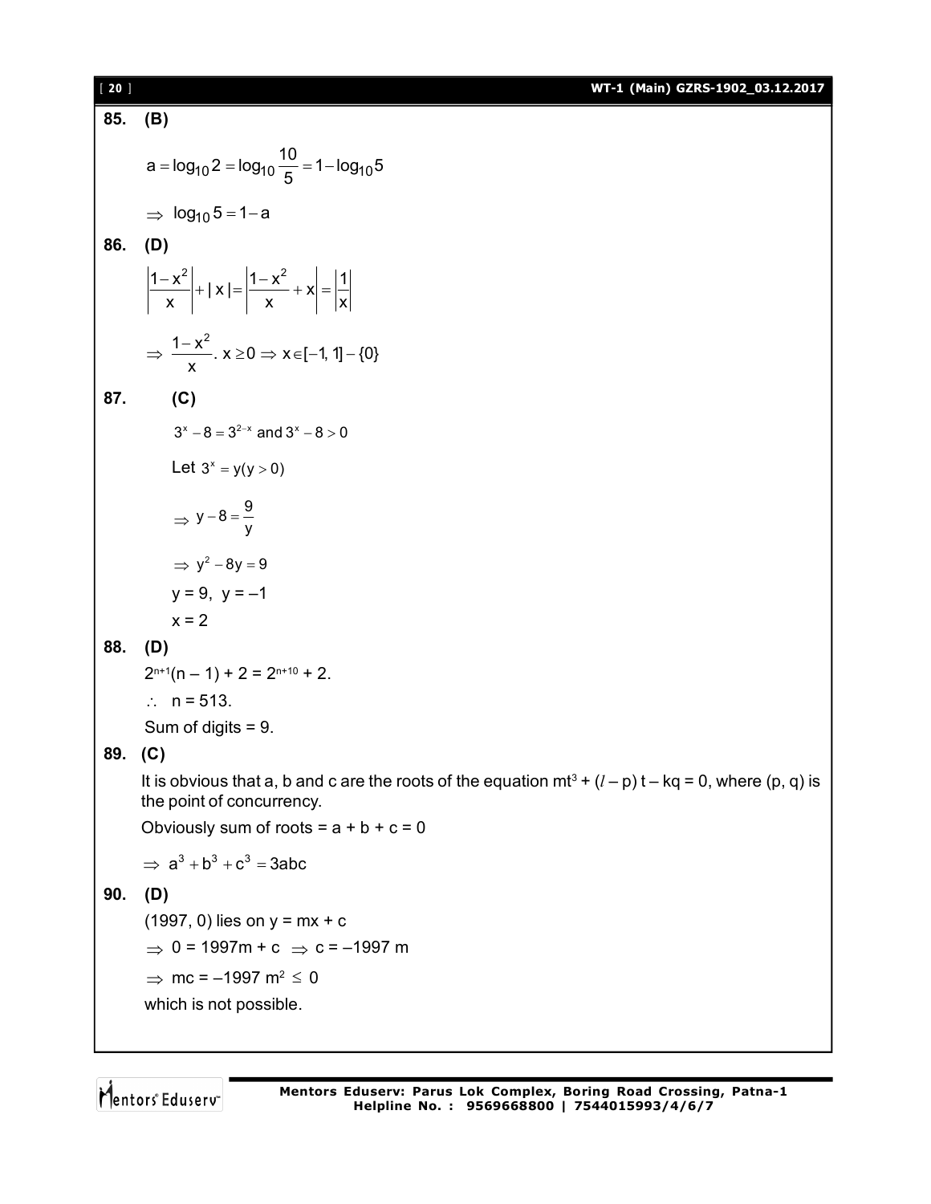**85. (B)**

$$a = \log_{10} 2 = \log_{10} \frac{10}{5} = 1 - \log_{10} 5$$

$$\Rightarrow \log_{10} 5 = 1 - a$$

**86. (D)**

$$\left|\frac{1-x^2}{x}\right| + |x| = \left|\frac{1-x^2}{x} + x\right| = \left|\frac{1}{x}\right|$$

$$\Rightarrow \frac{1-x^2}{x}.\ x \geq 0 \Rightarrow x \in [-1, 1] - \{0\}$$

**87. (C)**

$3^x - 8 = 3^{2-x}$ and $3^x - 8 > 0$

Let $3^x = y (y > 0)$

$$\Rightarrow y - 8 = \frac{9}{y}$$

$$\Rightarrow y^2 - 8y = 9$$

$y = 9,\ y = -1$

$x = 2$

**88. (D)**

$2^{n+1}(n - 1) + 2 = 2^{n+10} + 2.$

$\therefore\ n = 513.$

Sum of digits = 9.

**89. (C)**

It is obvious that a, b and c are the roots of the equation $mt^3 + (l - p)\,t - kq = 0$, where $(p, q)$ is the point of concurrency.

Obviously sum of roots = $a + b + c = 0$

$$\Rightarrow a^3 + b^3 + c^3 = 3abc$$

**90. (D)**

$(1997, 0)$ lies on $y = mx + c$

$\Rightarrow 0 = 1997m + c \ \Rightarrow c = -1997\,m$

$\Rightarrow mc = -1997\,m^2 \leq 0$

which is not possible.